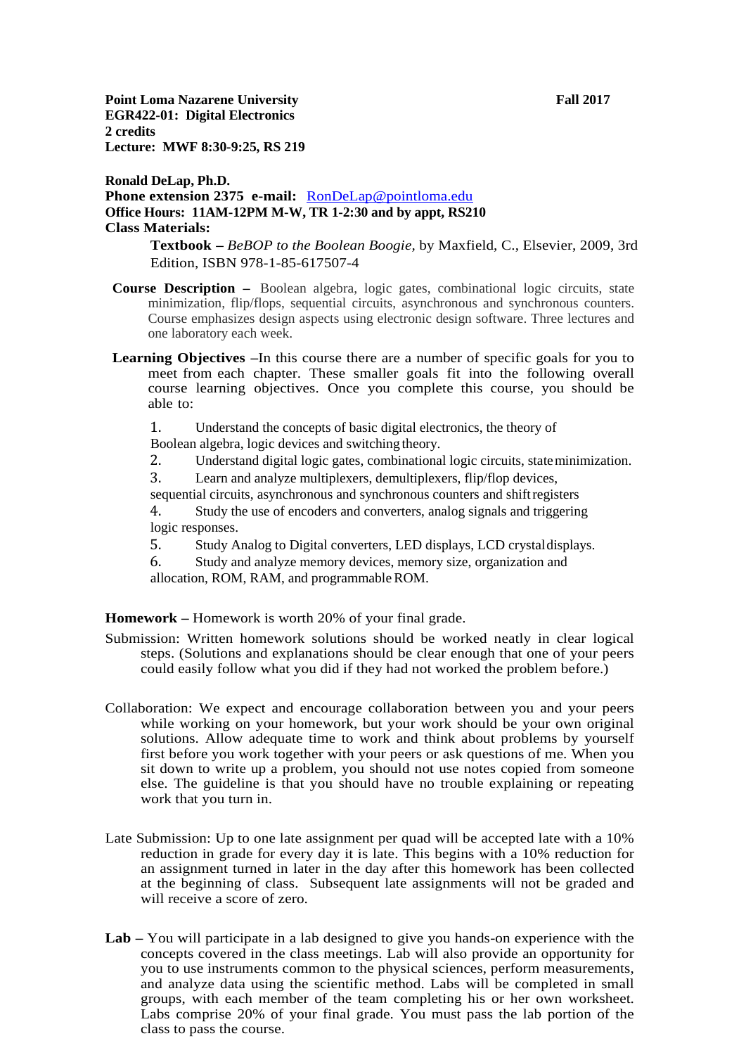**Point Loma Nazarene University** **Fall 2017**
**EGR422-01: Digital Electronics**
**2 credits**
**Lecture: MWF 8:30-9:25, RS 219**

**Ronald DeLap, Ph.D.**
**Phone extension 2375 e-mail:** RonDeLap@pointloma.edu
**Office Hours: 11AM-12PM M-W, TR 1-2:30 and by appt, RS210**
**Class Materials:**

**Textbook –** *BeBOP to the Boolean Boogie*, by Maxfield, C., Elsevier, 2009, 3rd Edition, ISBN 978-1-85-617507-4

**Course Description –** Boolean algebra, logic gates, combinational logic circuits, state minimization, flip/flops, sequential circuits, asynchronous and synchronous counters. Course emphasizes design aspects using electronic design software. Three lectures and one laboratory each week.

**Learning Objectives –**In this course there are a number of specific goals for you to meet from each chapter. These smaller goals fit into the following overall course learning objectives. Once you complete this course, you should be able to:

1. Understand the concepts of basic digital electronics, the theory of Boolean algebra, logic devices and switching theory.
2. Understand digital logic gates, combinational logic circuits, state minimization.
3. Learn and analyze multiplexers, demultiplexers, flip/flop devices, sequential circuits, asynchronous and synchronous counters and shift registers
4. Study the use of encoders and converters, analog signals and triggering logic responses.
5. Study Analog to Digital converters, LED displays, LCD crystal displays.
6. Study and analyze memory devices, memory size, organization and allocation, ROM, RAM, and programmable ROM.

**Homework –** Homework is worth 20% of your final grade.

Submission: Written homework solutions should be worked neatly in clear logical steps. (Solutions and explanations should be clear enough that one of your peers could easily follow what you did if they had not worked the problem before.)

Collaboration: We expect and encourage collaboration between you and your peers while working on your homework, but your work should be your own original solutions. Allow adequate time to work and think about problems by yourself first before you work together with your peers or ask questions of me. When you sit down to write up a problem, you should not use notes copied from someone else. The guideline is that you should have no trouble explaining or repeating work that you turn in.

Late Submission: Up to one late assignment per quad will be accepted late with a 10% reduction in grade for every day it is late. This begins with a 10% reduction for an assignment turned in later in the day after this homework has been collected at the beginning of class. Subsequent late assignments will not be graded and will receive a score of zero.

**Lab –** You will participate in a lab designed to give you hands-on experience with the concepts covered in the class meetings. Lab will also provide an opportunity for you to use instruments common to the physical sciences, perform measurements, and analyze data using the scientific method. Labs will be completed in small groups, with each member of the team completing his or her own worksheet. Labs comprise 20% of your final grade. You must pass the lab portion of the class to pass the course.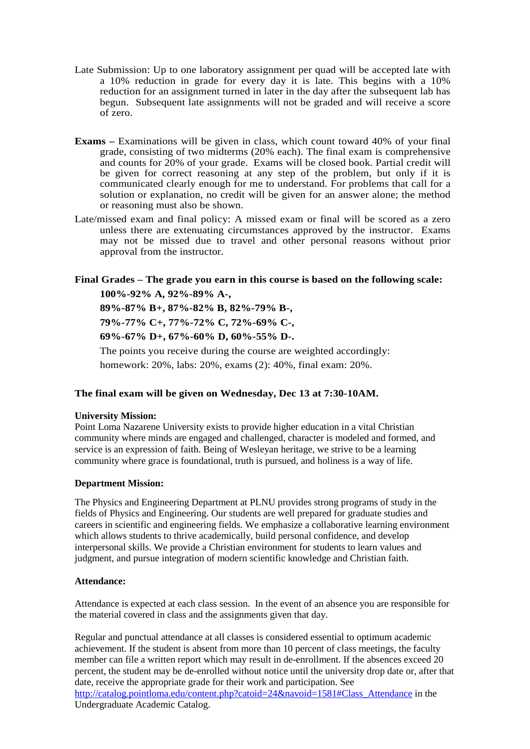Late Submission: Up to one laboratory assignment per quad will be accepted late with a 10% reduction in grade for every day it is late. This begins with a 10% reduction for an assignment turned in later in the day after the subsequent lab has begun. Subsequent late assignments will not be graded and will receive a score of zero.

**Exams –** Examinations will be given in class, which count toward 40% of your final grade, consisting of two midterms (20% each). The final exam is comprehensive and counts for 20% of your grade. Exams will be closed book. Partial credit will be given for correct reasoning at any step of the problem, but only if it is communicated clearly enough for me to understand. For problems that call for a solution or explanation, no credit will be given for an answer alone; the method or reasoning must also be shown.

Late/missed exam and final policy: A missed exam or final will be scored as a zero unless there are extenuating circumstances approved by the instructor. Exams may not be missed due to travel and other personal reasons without prior approval from the instructor.

**Final Grades – The grade you earn in this course is based on the following scale:**

**100%-92% A, 92%-89% A-,**

**89%-87% B+, 87%-82% B, 82%-79% B-,**

**79%-77% C+, 77%-72% C, 72%-69% C-,**

**69%-67% D+, 67%-60% D, 60%-55% D-.**

The points you receive during the course are weighted accordingly:
homework: 20%, labs: 20%, exams (2): 40%, final exam: 20%.

**The final exam will be given on Wednesday, Dec 13 at 7:30-10AM.**

**University Mission:**

Point Loma Nazarene University exists to provide higher education in a vital Christian community where minds are engaged and challenged, character is modeled and formed, and service is an expression of faith. Being of Wesleyan heritage, we strive to be a learning community where grace is foundational, truth is pursued, and holiness is a way of life.

**Department Mission:**

The Physics and Engineering Department at PLNU provides strong programs of study in the fields of Physics and Engineering. Our students are well prepared for graduate studies and careers in scientific and engineering fields. We emphasize a collaborative learning environment which allows students to thrive academically, build personal confidence, and develop interpersonal skills. We provide a Christian environment for students to learn values and judgment, and pursue integration of modern scientific knowledge and Christian faith.

**Attendance:**

Attendance is expected at each class session. In the event of an absence you are responsible for the material covered in class and the assignments given that day.

Regular and punctual attendance at all classes is considered essential to optimum academic achievement. If the student is absent from more than 10 percent of class meetings, the faculty member can file a written report which may result in de-enrollment. If the absences exceed 20 percent, the student may be de-enrolled without notice until the university drop date or, after that date, receive the appropriate grade for their work and participation. See [http://catalog.pointloma.edu/content.php?catoid=24&navoid=1581#Class_Attendance](http://catalog.pointloma.edu/content.php?catoid=24&navoid=1581#Class_Attendance) in the Undergraduate Academic Catalog.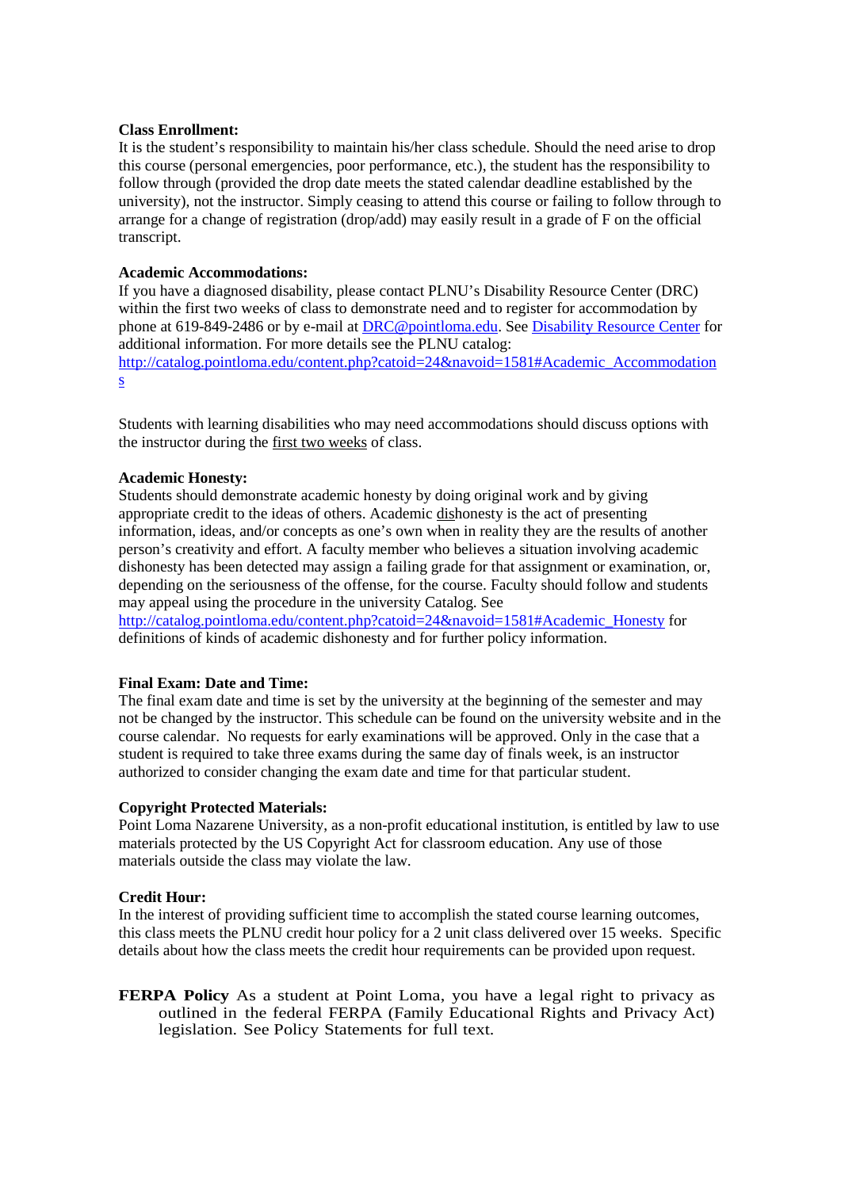**Class Enrollment:**

It is the student's responsibility to maintain his/her class schedule. Should the need arise to drop this course (personal emergencies, poor performance, etc.), the student has the responsibility to follow through (provided the drop date meets the stated calendar deadline established by the university), not the instructor. Simply ceasing to attend this course or failing to follow through to arrange for a change of registration (drop/add) may easily result in a grade of F on the official transcript.

**Academic Accommodations:**

If you have a diagnosed disability, please contact PLNU's Disability Resource Center (DRC) within the first two weeks of class to demonstrate need and to register for accommodation by phone at 619-849-2486 or by e-mail at [DRC@pointloma.edu](mailto:DRC@pointloma.edu). See [Disability Resource Center]() for additional information. For more details see the PLNU catalog: [http://catalog.pointloma.edu/content.php?catoid=24&navoid=1581#Academic_Accommodations](http://catalog.pointloma.edu/content.php?catoid=24&navoid=1581#Academic_Accommodations)

Students with learning disabilities who may need accommodations should discuss options with the instructor during the <u>first two weeks</u> of class.

**Academic Honesty:**

Students should demonstrate academic honesty by doing original work and by giving appropriate credit to the ideas of others. Academic <u>dis</u>honesty is the act of presenting information, ideas, and/or concepts as one's own when in reality they are the results of another person's creativity and effort. A faculty member who believes a situation involving academic dishonesty has been detected may assign a failing grade for that assignment or examination, or, depending on the seriousness of the offense, for the course. Faculty should follow and students may appeal using the procedure in the university Catalog. See [http://catalog.pointloma.edu/content.php?catoid=24&navoid=1581#Academic_Honesty](http://catalog.pointloma.edu/content.php?catoid=24&navoid=1581#Academic_Honesty) for definitions of kinds of academic dishonesty and for further policy information.

**Final Exam: Date and Time:**

The final exam date and time is set by the university at the beginning of the semester and may not be changed by the instructor. This schedule can be found on the university website and in the course calendar. No requests for early examinations will be approved. Only in the case that a student is required to take three exams during the same day of finals week, is an instructor authorized to consider changing the exam date and time for that particular student.

**Copyright Protected Materials:**

Point Loma Nazarene University, as a non-profit educational institution, is entitled by law to use materials protected by the US Copyright Act for classroom education. Any use of those materials outside the class may violate the law.

**Credit Hour:**

In the interest of providing sufficient time to accomplish the stated course learning outcomes, this class meets the PLNU credit hour policy for a 2 unit class delivered over 15 weeks. Specific details about how the class meets the credit hour requirements can be provided upon request.

**FERPA Policy** As a student at Point Loma, you have a legal right to privacy as outlined in the federal FERPA (Family Educational Rights and Privacy Act) legislation. See Policy Statements for full text.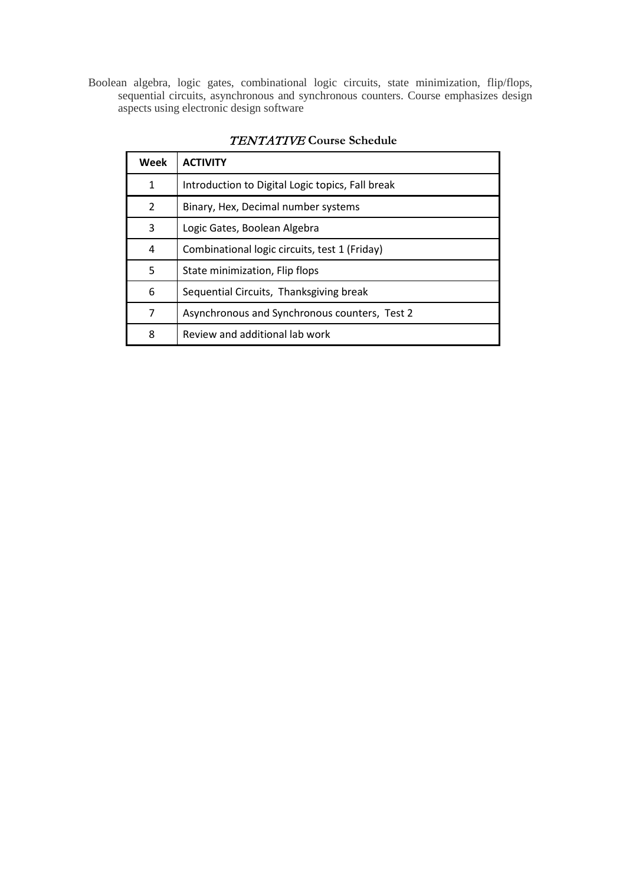Boolean algebra, logic gates, combinational logic circuits, state minimization, flip/flops, sequential circuits, asynchronous and synchronous counters. Course emphasizes design aspects using electronic design software

***TENTATIVE*** **Course Schedule**

| Week | ACTIVITY |
|---|---|
| 1 | Introduction to Digital Logic topics, Fall break |
| 2 | Binary, Hex, Decimal number systems |
| 3 | Logic Gates, Boolean Algebra |
| 4 | Combinational logic circuits, test 1 (Friday) |
| 5 | State minimization, Flip flops |
| 6 | Sequential Circuits, Thanksgiving break |
| 7 | Asynchronous and Synchronous counters, Test 2 |
| 8 | Review and additional lab work |